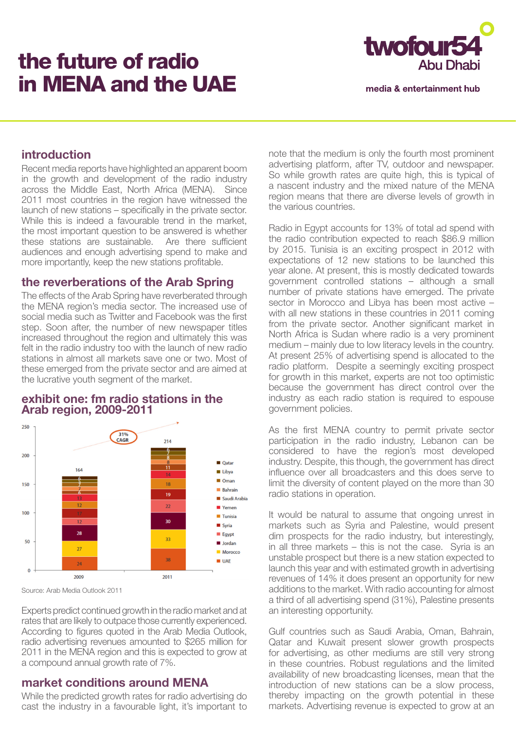# the future of radio in MENA and the UAE

twofour54 Abu Dhabi

media & entertainment hub

## introduction

Recent media reports have highlighted an apparent boom in the growth and development of the radio industry across the Middle East, North Africa (MENA). Since 2011 most countries in the region have witnessed the launch of new stations – specifically in the private sector. While this is indeed a favourable trend in the market, the most important question to be answered is whether these stations are sustainable. Are there sufficient audiences and enough advertising spend to make and more importantly, keep the new stations profitable.

## the reverberations of the Arab Spring

The effects of the Arab Spring have reverberated through the MENA region's media sector. The increased use of social media such as Twitter and Facebook was the first step. Soon after, the number of new newspaper titles increased throughout the region and ultimately this was felt in the radio industry too with the launch of new radio stations in almost all markets save one or two. Most of these emerged from the private sector and are aimed at the lucrative youth segment of the market.

## exhibit one: fm radio stations in the Arab region, 2009-2011

| | 2009 | 2011 |
|---|---|---|
| Qatar | 6 | 6 |
| Libya | 7 | 7 |
| Oman | 7 | 8 |
| Bahrain | 6 | 8 |
| Saudi Arabia | 7 | 11 |
| Yemen | 13 | 14 |
| Tunisia | 12 | 18 |
| Syria | 17 | 19 |
| Egypt | 12 | 22 |
| Jordan | 28 | 30 |
| Morocco | 27 | 33 |
| UAE | 24 | 38 |
| **Total** | **164** | **214** |

31% CAGR

Source: Arab Media Outlook 2011

Experts predict continued growth in the radio market and at rates that are likely to outpace those currently experienced. According to figures quoted in the Arab Media Outlook, radio advertising revenues amounted to $265 million for 2011 in the MENA region and this is expected to grow at a compound annual growth rate of 7%.

## market conditions around MENA

While the predicted growth rates for radio advertising do cast the industry in a favourable light, it's important to note that the medium is only the fourth most prominent advertising platform, after TV, outdoor and newspaper. So while growth rates are quite high, this is typical of a nascent industry and the mixed nature of the MENA region means that there are diverse levels of growth in the various countries.

Radio in Egypt accounts for 13% of total ad spend with the radio contribution expected to reach $86.9 million by 2015. Tunisia is an exciting prospect in 2012 with expectations of 12 new stations to be launched this year alone. At present, this is mostly dedicated towards government controlled stations – although a small number of private stations have emerged. The private sector in Morocco and Libya has been most active – with all new stations in these countries in 2011 coming from the private sector. Another significant market in North Africa is Sudan where radio is a very prominent medium – mainly due to low literacy levels in the country. At present 25% of advertising spend is allocated to the radio platform. Despite a seemingly exciting prospect for growth in this market, experts are not too optimistic because the government has direct control over the industry as each radio station is required to espouse government policies.

As the first MENA country to permit private sector participation in the radio industry, Lebanon can be considered to have the region's most developed industry. Despite, this though, the government has direct influence over all broadcasters and this does serve to limit the diversity of content played on the more than 30 radio stations in operation.

It would be natural to assume that ongoing unrest in markets such as Syria and Palestine, would present dim prospects for the radio industry, but interestingly, in all three markets – this is not the case. Syria is an unstable prospect but there is a new station expected to launch this year and with estimated growth in advertising revenues of 14% it does present an opportunity for new additions to the market. With radio accounting for almost a third of all advertising spend (31%), Palestine presents an interesting opportunity.

Gulf countries such as Saudi Arabia, Oman, Bahrain, Qatar and Kuwait present slower growth prospects for advertising, as other mediums are still very strong in these countries. Robust regulations and the limited availability of new broadcasting licenses, mean that the introduction of new stations can be a slow process, thereby impacting on the growth potential in these markets. Advertising revenue is expected to grow at an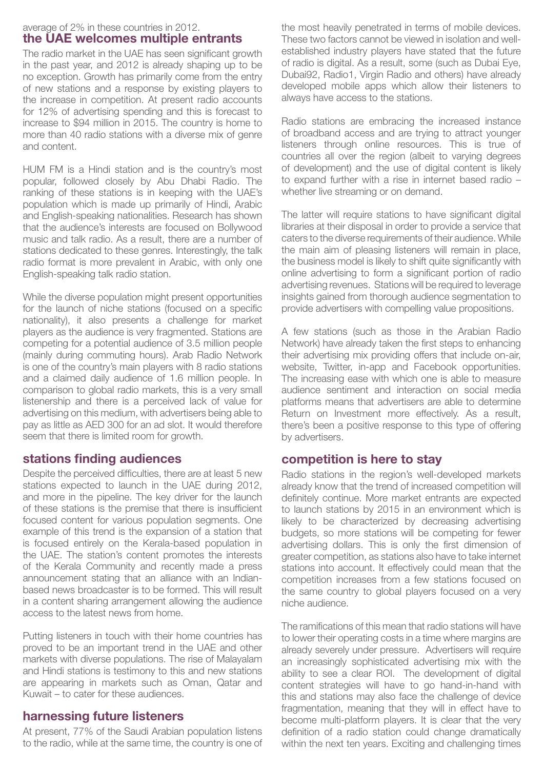average of 2% in these countries in 2012.

## the UAE welcomes multiple entrants

The radio market in the UAE has seen significant growth in the past year, and 2012 is already shaping up to be no exception. Growth has primarily come from the entry of new stations and a response by existing players to the increase in competition. At present radio accounts for 12% of advertising spending and this is forecast to increase to $94 million in 2015. The country is home to more than 40 radio stations with a diverse mix of genre and content.

HUM FM is a Hindi station and is the country's most popular, followed closely by Abu Dhabi Radio. The ranking of these stations is in keeping with the UAE's population which is made up primarily of Hindi, Arabic and English-speaking nationalities. Research has shown that the audience's interests are focused on Bollywood music and talk radio. As a result, there are a number of stations dedicated to these genres. Interestingly, the talk radio format is more prevalent in Arabic, with only one English-speaking talk radio station.

While the diverse population might present opportunities for the launch of niche stations (focused on a specific nationality), it also presents a challenge for market players as the audience is very fragmented. Stations are competing for a potential audience of 3.5 million people (mainly during commuting hours). Arab Radio Network is one of the country's main players with 8 radio stations and a claimed daily audience of 1.6 million people. In comparison to global radio markets, this is a very small listenership and there is a perceived lack of value for advertising on this medium, with advertisers being able to pay as little as AED 300 for an ad slot. It would therefore seem that there is limited room for growth.

## stations finding audiences

Despite the perceived difficulties, there are at least 5 new stations expected to launch in the UAE during 2012, and more in the pipeline. The key driver for the launch of these stations is the premise that there is insufficient focused content for various population segments. One example of this trend is the expansion of a station that is focused entirely on the Kerala-based population in the UAE. The station's content promotes the interests of the Kerala Community and recently made a press announcement stating that an alliance with an Indian-based news broadcaster is to be formed. This will result in a content sharing arrangement allowing the audience access to the latest news from home.

Putting listeners in touch with their home countries has proved to be an important trend in the UAE and other markets with diverse populations. The rise of Malayalam and Hindi stations is testimony to this and new stations are appearing in markets such as Oman, Qatar and Kuwait – to cater for these audiences.

## harnessing future listeners

At present, 77% of the Saudi Arabian population listens to the radio, while at the same time, the country is one of the most heavily penetrated in terms of mobile devices. These two factors cannot be viewed in isolation and well-established industry players have stated that the future of radio is digital. As a result, some (such as Dubai Eye, Dubai92, Radio1, Virgin Radio and others) have already developed mobile apps which allow their listeners to always have access to the stations.

Radio stations are embracing the increased instance of broadband access and are trying to attract younger listeners through online resources. This is true of countries all over the region (albeit to varying degrees of development) and the use of digital content is likely to expand further with a rise in internet based radio – whether live streaming or on demand.

The latter will require stations to have significant digital libraries at their disposal in order to provide a service that caters to the diverse requirements of their audience. While the main aim of pleasing listeners will remain in place, the business model is likely to shift quite significantly with online advertising to form a significant portion of radio advertising revenues. Stations will be required to leverage insights gained from thorough audience segmentation to provide advertisers with compelling value propositions.

A few stations (such as those in the Arabian Radio Network) have already taken the first steps to enhancing their advertising mix providing offers that include on-air, website, Twitter, in-app and Facebook opportunities. The increasing ease with which one is able to measure audience sentiment and interaction on social media platforms means that advertisers are able to determine Return on Investment more effectively. As a result, there's been a positive response to this type of offering by advertisers.

## competition is here to stay

Radio stations in the region's well-developed markets already know that the trend of increased competition will definitely continue. More market entrants are expected to launch stations by 2015 in an environment which is likely to be characterized by decreasing advertising budgets, so more stations will be competing for fewer advertising dollars. This is only the first dimension of greater competition, as stations also have to take internet stations into account. It effectively could mean that the competition increases from a few stations focused on the same country to global players focused on a very niche audience.

The ramifications of this mean that radio stations will have to lower their operating costs in a time where margins are already severely under pressure. Advertisers will require an increasingly sophisticated advertising mix with the ability to see a clear ROI. The development of digital content strategies will have to go hand-in-hand with this and stations may also face the challenge of device fragmentation, meaning that they will in effect have to become multi-platform players. It is clear that the very definition of a radio station could change dramatically within the next ten years. Exciting and challenging times